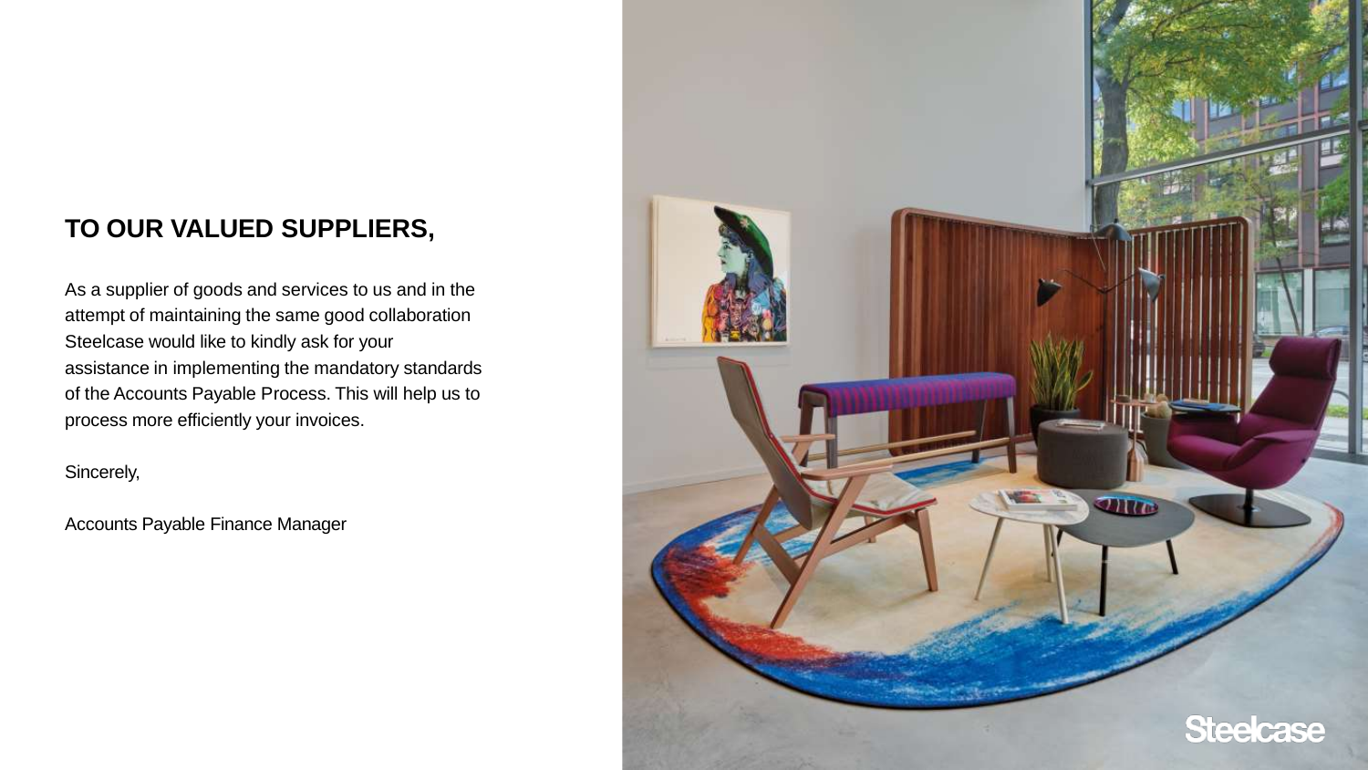# TO OUR VALUED SUPPLIERS,

As a supplier of goods and services to us and in the attempt of maintaining the same good collaboration Steelcase would like to kindly ask for your assistance in implementing the mandatory standards of the Accounts Payable Process. This will help us to process more efficiently your invoices.

Sincerely,

Accounts Payable Finance Manager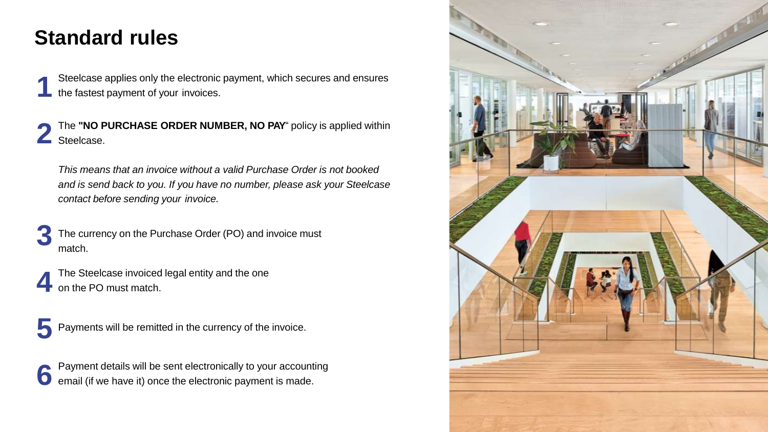# Standard rules

1. Steelcase applies only the electronic payment, which secures and ensures the fastest payment of your invoices.

2. The **"NO PURCHASE ORDER NUMBER, NO PAY**" policy is applied within Steelcase.

   *This means that an invoice without a valid Purchase Order is not booked and is send back to you. If you have no number, please ask your Steelcase contact before sending your invoice.*

3. The currency on the Purchase Order (PO) and invoice must match.

4. The Steelcase invoiced legal entity and the one on the PO must match.

5. Payments will be remitted in the currency of the invoice.

6. Payment details will be sent electronically to your accounting email (if we have it) once the electronic payment is made.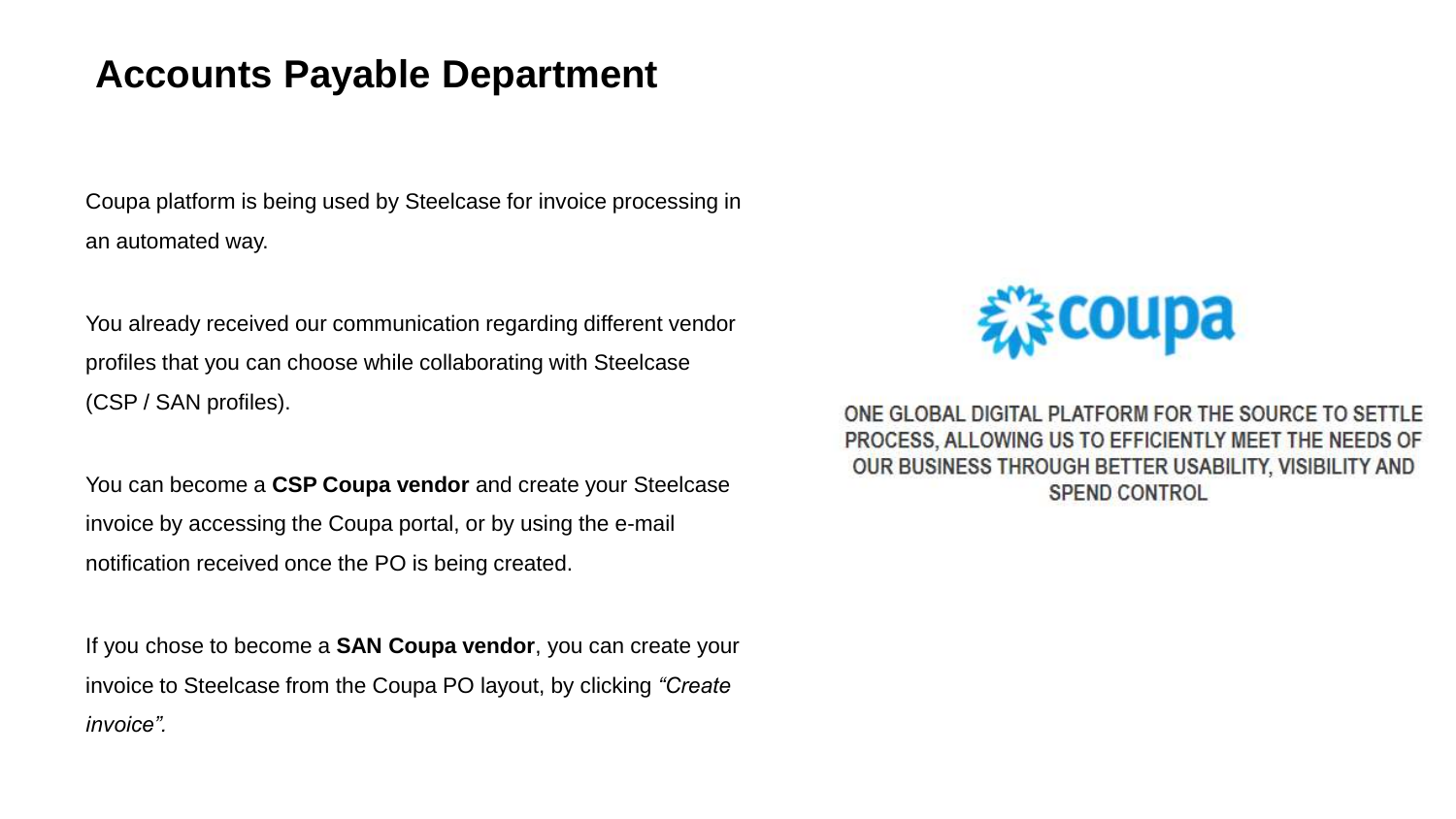# Accounts Payable Department

Coupa platform is being used by Steelcase for invoice processing in an automated way.

You already received our communication regarding different vendor profiles that you can choose while collaborating with Steelcase (CSP / SAN profiles).

You can become a **CSP Coupa vendor** and create your Steelcase invoice by accessing the Coupa portal, or by using the e-mail notification received once the PO is being created.

If you chose to become a **SAN Coupa vendor**, you can create your invoice to Steelcase from the Coupa PO layout, by clicking *"Create invoice".*

coupa

ONE GLOBAL DIGITAL PLATFORM FOR THE SOURCE TO SETTLE PROCESS, ALLOWING US TO EFFICIENTLY MEET THE NEEDS OF OUR BUSINESS THROUGH BETTER USABILITY, VISIBILITY AND SPEND CONTROL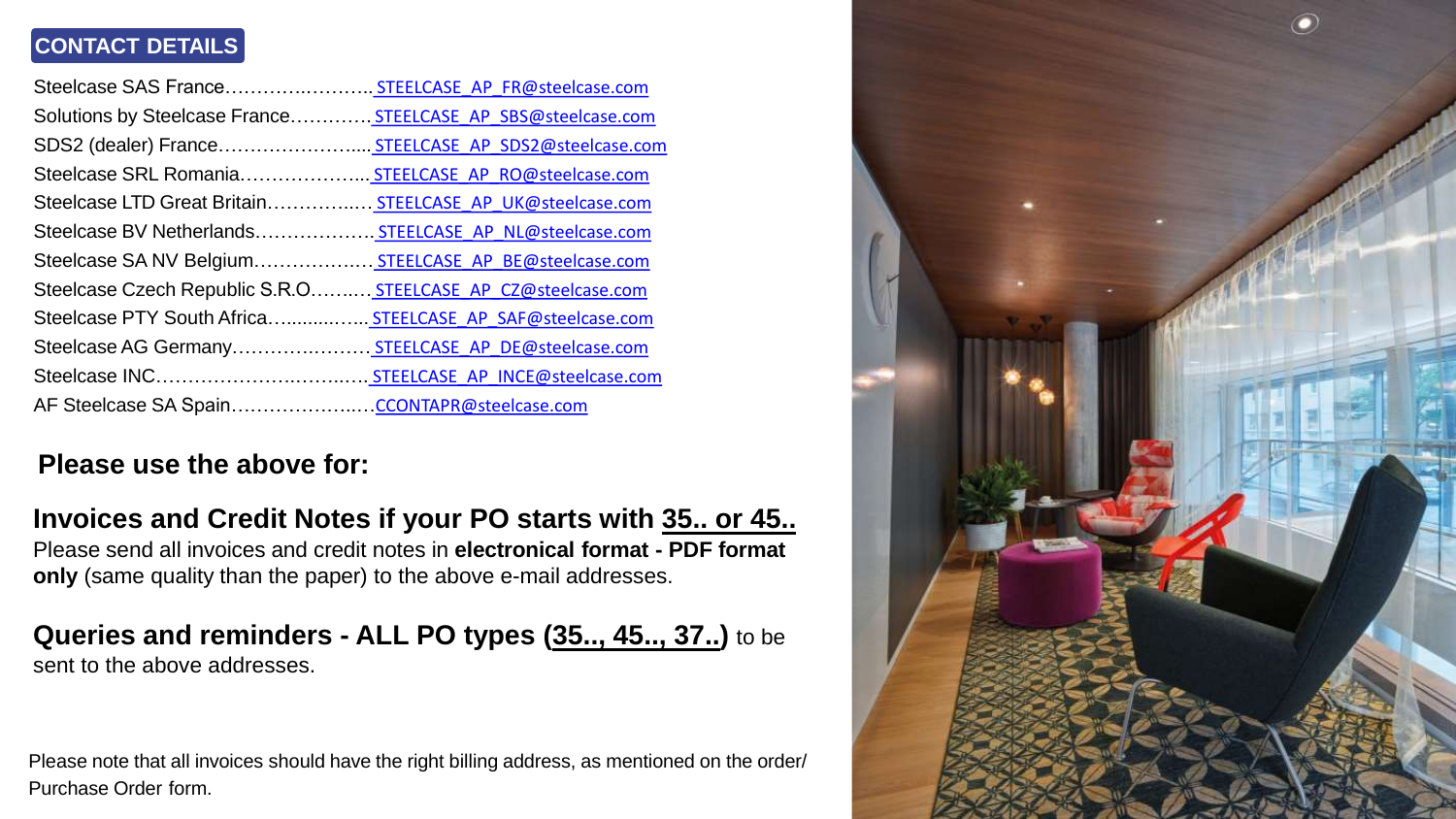## CONTACT DETAILS

Steelcase SAS France……………..……….. STEELCASE_AP_FR@steelcase.com
Solutions by Steelcase France…………. STEELCASE_AP_SBS@steelcase.com
SDS2 (dealer) France…………………..... STEELCASE_AP_SDS2@steelcase.com
Steelcase SRL Romania………………... STEELCASE_AP_RO@steelcase.com
Steelcase LTD Great Britain…………..… STEELCASE_AP_UK@steelcase.com
Steelcase BV Netherlands………………. STEELCASE_AP_NL@steelcase.com
Steelcase SA NV Belgium……………..… STEELCASE_AP_BE@steelcase.com
Steelcase Czech Republic S.R.O……..… STEELCASE_AP_CZ@steelcase.com
Steelcase PTY South Africa…..........….... STEELCASE_AP_SAF@steelcase.com
Steelcase AG Germany…………..……… STEELCASE_AP_DE@steelcase.com
Steelcase INC……………………..……..…. STEELCASE_AP_INCE@steelcase.com
AF Steelcase SA Spain……………….…CCONTAPR@steelcase.com

### Please use the above for:

### Invoices and Credit Notes if your PO starts with 35.. or 45..

Please send all invoices and credit notes in **electronical format - PDF format only** (same quality than the paper) to the above e-mail addresses.

**Queries and reminders - ALL PO types (35.., 45.., 37..)** to be sent to the above addresses.

Please note that all invoices should have the right billing address, as mentioned on the order/ Purchase Order form.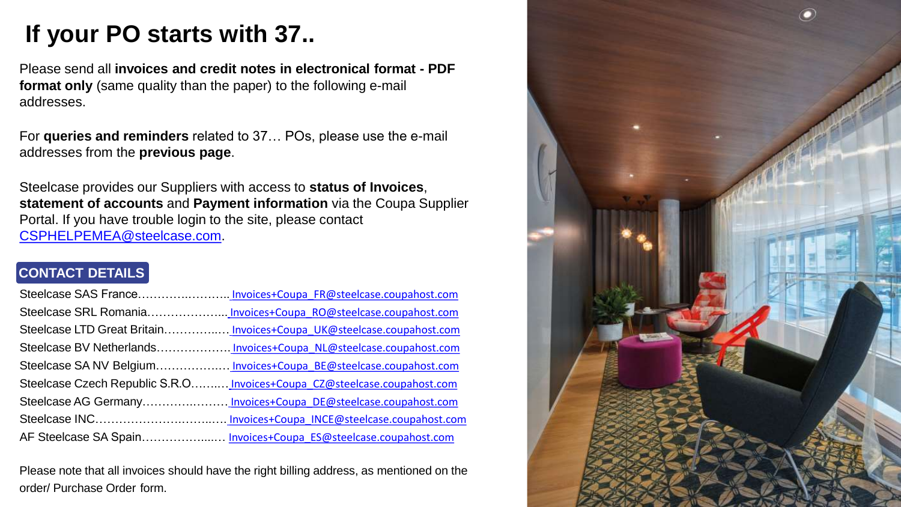# If your PO starts with 37..

Please send all **invoices and credit notes in electronical format - PDF format only** (same quality than the paper) to the following e-mail addresses.

For **queries and reminders** related to 37… POs, please use the e-mail addresses from the **previous page**.

Steelcase provides our Suppliers with access to **status of Invoices**, **statement of accounts** and **Payment information** via the Coupa Supplier Portal. If you have trouble login to the site, please contact CSPHELPEMEA@steelcase.com.

## CONTACT DETAILS

- Steelcase SAS France……………………. Invoices+Coupa_FR@steelcase.coupahost.com
- Steelcase SRL Romania………………... Invoices+Coupa_RO@steelcase.coupahost.com
- Steelcase LTD Great Britain…………..… Invoices+Coupa_UK@steelcase.coupahost.com
- Steelcase BV Netherlands………………. Invoices+Coupa_NL@steelcase.coupahost.com
- Steelcase SA NV Belgium……………..… Invoices+Coupa_BE@steelcase.coupahost.com
- Steelcase Czech Republic S.R.O……..… Invoices+Coupa_CZ@steelcase.coupahost.com
- Steelcase AG Germany…………………. Invoices+Coupa_DE@steelcase.coupahost.com
- Steelcase INC…………………………..…. Invoices+Coupa_INCE@steelcase.coupahost.com
- AF Steelcase SA Spain……………...…. Invoices+Coupa_ES@steelcase.coupahost.com

Please note that all invoices should have the right billing address, as mentioned on the order/ Purchase Order form.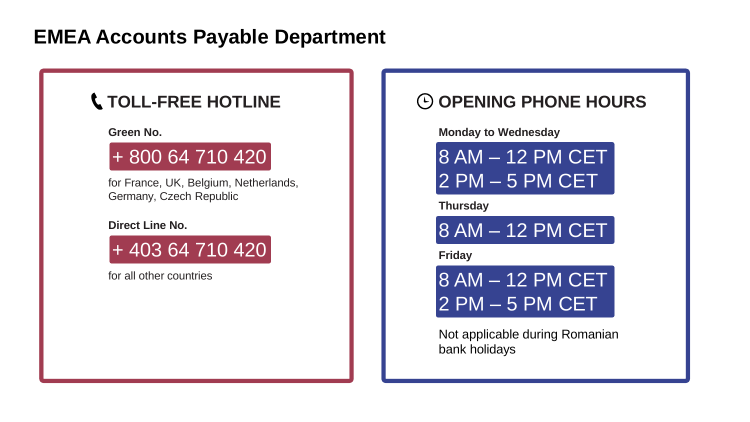# EMEA Accounts Payable Department

## TOLL-FREE HOTLINE

**Green No.**

+ 800 64 710 420

for France, UK, Belgium, Netherlands, Germany, Czech Republic

**Direct Line No.**

+ 403 64 710 420

for all other countries

## OPENING PHONE HOURS

**Monday to Wednesday**

8 AM – 12 PM CET
2 PM – 5 PM CET

**Thursday**

8 AM – 12 PM CET

**Friday**

8 AM – 12 PM CET
2 PM – 5 PM CET

Not applicable during Romanian bank holidays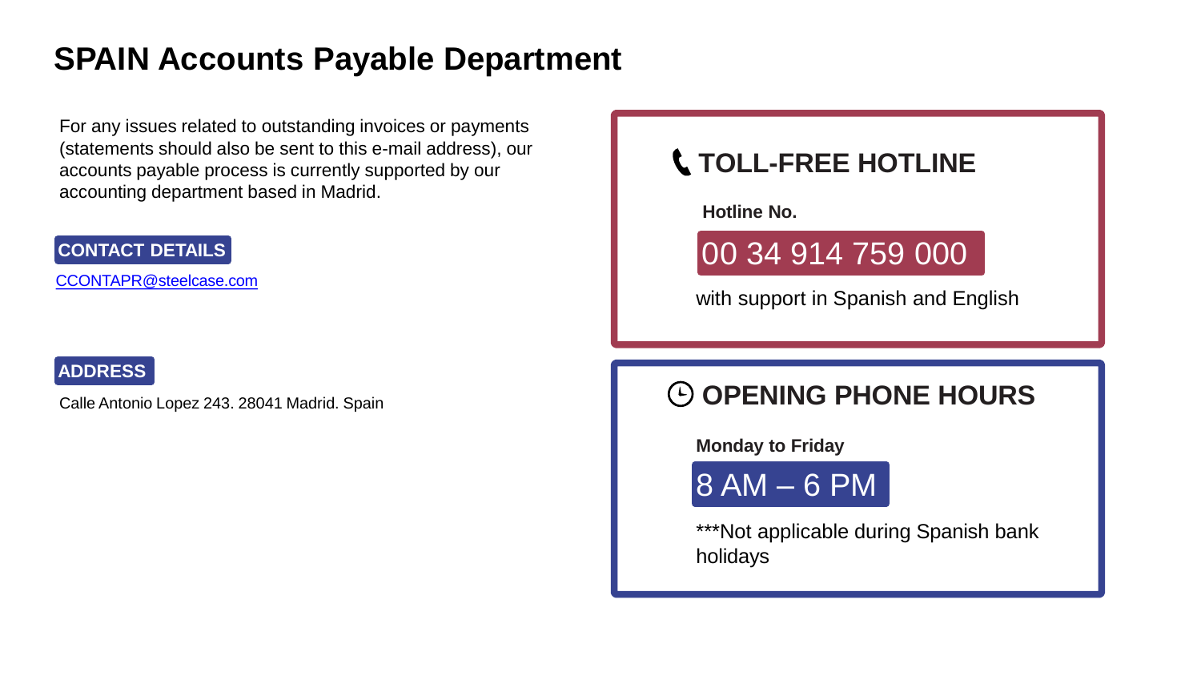# SPAIN Accounts Payable Department

For any issues related to outstanding invoices or payments (statements should also be sent to this e-mail address), our accounts payable process is currently supported by our accounting department based in Madrid.

**CONTACT DETAILS**

CCONTAPR@steelcase.com

**ADDRESS**

Calle Antonio Lopez 243. 28041 Madrid. Spain

## TOLL-FREE HOTLINE

**Hotline No.**

00 34 914 759 000

with support in Spanish and English

## OPENING PHONE HOURS

**Monday to Friday**

8 AM – 6 PM

***Not applicable during Spanish bank holidays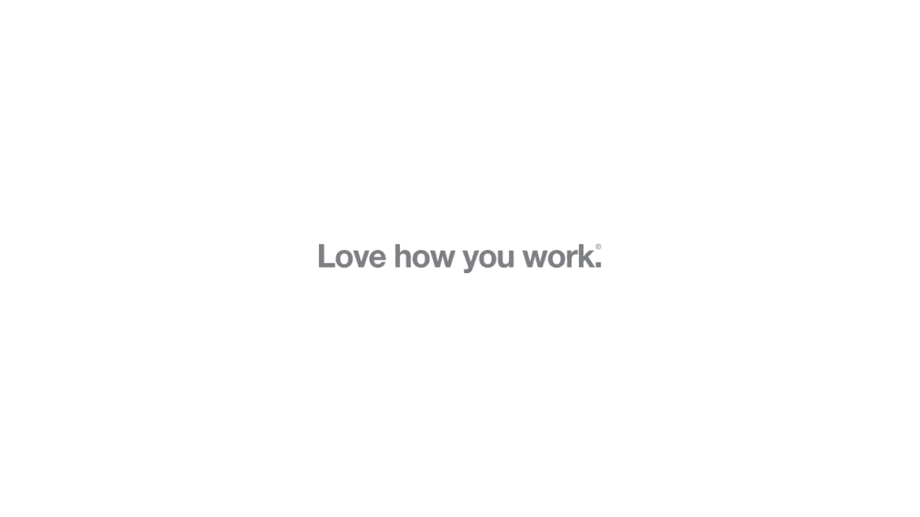Love how you work.®